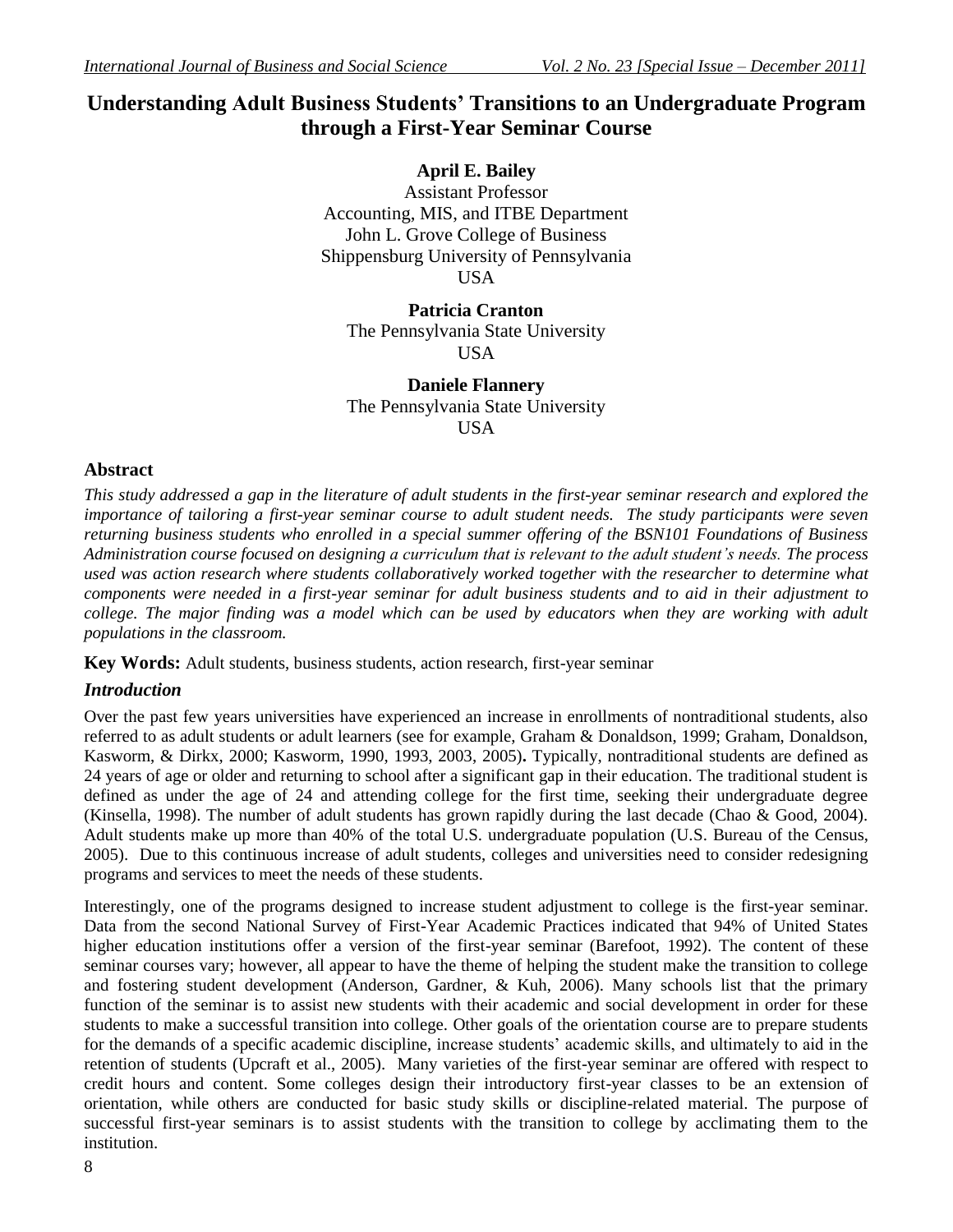# Understanding Adult Business Students' Transitions to an Undergraduate Program through a First-Year Seminar Course

**April E. Bailey**
Assistant Professor
Accounting, MIS, and ITBE Department
John L. Grove College of Business
Shippensburg University of Pennsylvania
USA

**Patricia Cranton**
The Pennsylvania State University
USA

**Daniele Flannery**
The Pennsylvania State University
USA

## Abstract

*This study addressed a gap in the literature of adult students in the first-year seminar research and explored the importance of tailoring a first-year seminar course to adult student needs. The study participants were seven returning business students who enrolled in a special summer offering of the BSN101 Foundations of Business Administration course focused on designing a curriculum that is relevant to the adult student's needs. The process used was action research where students collaboratively worked together with the researcher to determine what components were needed in a first-year seminar for adult business students and to aid in their adjustment to college. The major finding was a model which can be used by educators when they are working with adult populations in the classroom.*

**Key Words:** Adult students, business students, action research, first-year seminar

## *Introduction*

Over the past few years universities have experienced an increase in enrollments of nontraditional students, also referred to as adult students or adult learners (see for example, Graham & Donaldson, 1999; Graham, Donaldson, Kasworm, & Dirkx, 2000; Kasworm, 1990, 1993, 2003, 2005)**.** Typically, nontraditional students are defined as 24 years of age or older and returning to school after a significant gap in their education. The traditional student is defined as under the age of 24 and attending college for the first time, seeking their undergraduate degree (Kinsella, 1998). The number of adult students has grown rapidly during the last decade (Chao & Good, 2004). Adult students make up more than 40% of the total U.S. undergraduate population (U.S. Bureau of the Census, 2005). Due to this continuous increase of adult students, colleges and universities need to consider redesigning programs and services to meet the needs of these students.

Interestingly, one of the programs designed to increase student adjustment to college is the first-year seminar. Data from the second National Survey of First-Year Academic Practices indicated that 94% of United States higher education institutions offer a version of the first-year seminar (Barefoot, 1992). The content of these seminar courses vary; however, all appear to have the theme of helping the student make the transition to college and fostering student development (Anderson, Gardner, & Kuh, 2006). Many schools list that the primary function of the seminar is to assist new students with their academic and social development in order for these students to make a successful transition into college. Other goals of the orientation course are to prepare students for the demands of a specific academic discipline, increase students' academic skills, and ultimately to aid in the retention of students (Upcraft et al., 2005). Many varieties of the first-year seminar are offered with respect to credit hours and content. Some colleges design their introductory first-year classes to be an extension of orientation, while others are conducted for basic study skills or discipline-related material. The purpose of successful first-year seminars is to assist students with the transition to college by acclimating them to the institution.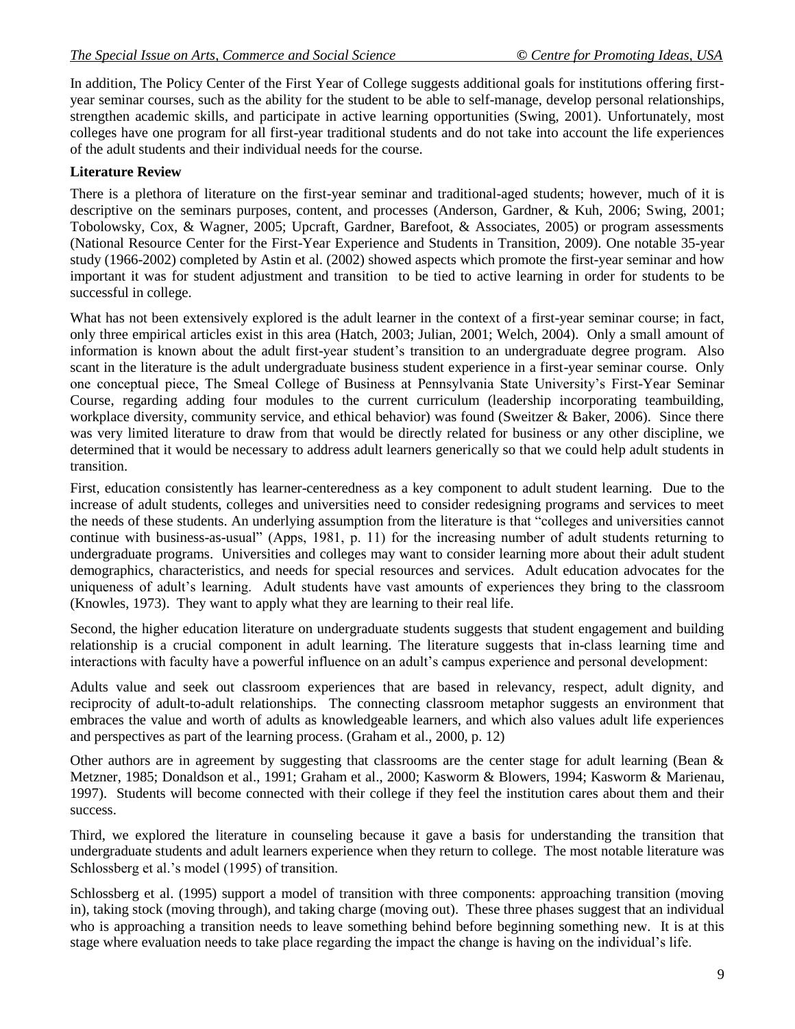In addition, The Policy Center of the First Year of College suggests additional goals for institutions offering first-year seminar courses, such as the ability for the student to be able to self-manage, develop personal relationships, strengthen academic skills, and participate in active learning opportunities (Swing, 2001). Unfortunately, most colleges have one program for all first-year traditional students and do not take into account the life experiences of the adult students and their individual needs for the course.

**Literature Review**

There is a plethora of literature on the first-year seminar and traditional-aged students; however, much of it is descriptive on the seminars purposes, content, and processes (Anderson, Gardner, & Kuh, 2006; Swing, 2001; Tobolowsky, Cox, & Wagner, 2005; Upcraft, Gardner, Barefoot, & Associates, 2005) or program assessments (National Resource Center for the First-Year Experience and Students in Transition, 2009). One notable 35-year study (1966-2002) completed by Astin et al. (2002) showed aspects which promote the first-year seminar and how important it was for student adjustment and transition to be tied to active learning in order for students to be successful in college.

What has not been extensively explored is the adult learner in the context of a first-year seminar course; in fact, only three empirical articles exist in this area (Hatch, 2003; Julian, 2001; Welch, 2004). Only a small amount of information is known about the adult first-year student's transition to an undergraduate degree program. Also scant in the literature is the adult undergraduate business student experience in a first-year seminar course. Only one conceptual piece, The Smeal College of Business at Pennsylvania State University's First-Year Seminar Course, regarding adding four modules to the current curriculum (leadership incorporating teambuilding, workplace diversity, community service, and ethical behavior) was found (Sweitzer & Baker, 2006). Since there was very limited literature to draw from that would be directly related for business or any other discipline, we determined that it would be necessary to address adult learners generically so that we could help adult students in transition.

First, education consistently has learner-centeredness as a key component to adult student learning. Due to the increase of adult students, colleges and universities need to consider redesigning programs and services to meet the needs of these students. An underlying assumption from the literature is that "colleges and universities cannot continue with business-as-usual" (Apps, 1981, p. 11) for the increasing number of adult students returning to undergraduate programs. Universities and colleges may want to consider learning more about their adult student demographics, characteristics, and needs for special resources and services. Adult education advocates for the uniqueness of adult's learning. Adult students have vast amounts of experiences they bring to the classroom (Knowles, 1973). They want to apply what they are learning to their real life.

Second, the higher education literature on undergraduate students suggests that student engagement and building relationship is a crucial component in adult learning. The literature suggests that in-class learning time and interactions with faculty have a powerful influence on an adult's campus experience and personal development:

Adults value and seek out classroom experiences that are based in relevancy, respect, adult dignity, and reciprocity of adult-to-adult relationships. The connecting classroom metaphor suggests an environment that embraces the value and worth of adults as knowledgeable learners, and which also values adult life experiences and perspectives as part of the learning process. (Graham et al., 2000, p. 12)

Other authors are in agreement by suggesting that classrooms are the center stage for adult learning (Bean & Metzner, 1985; Donaldson et al., 1991; Graham et al., 2000; Kasworm & Blowers, 1994; Kasworm & Marienau, 1997). Students will become connected with their college if they feel the institution cares about them and their success.

Third, we explored the literature in counseling because it gave a basis for understanding the transition that undergraduate students and adult learners experience when they return to college. The most notable literature was Schlossberg et al.'s model (1995) of transition.

Schlossberg et al. (1995) support a model of transition with three components: approaching transition (moving in), taking stock (moving through), and taking charge (moving out). These three phases suggest that an individual who is approaching a transition needs to leave something behind before beginning something new. It is at this stage where evaluation needs to take place regarding the impact the change is having on the individual's life.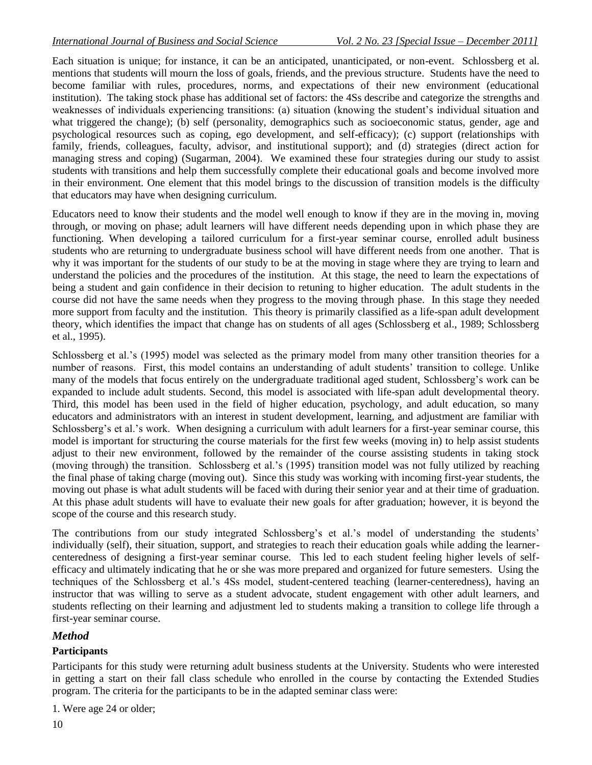Each situation is unique; for instance, it can be an anticipated, unanticipated, or non-event. Schlossberg et al. mentions that students will mourn the loss of goals, friends, and the previous structure. Students have the need to become familiar with rules, procedures, norms, and expectations of their new environment (educational institution). The taking stock phase has additional set of factors: the 4Ss describe and categorize the strengths and weaknesses of individuals experiencing transitions: (a) situation (knowing the student's individual situation and what triggered the change); (b) self (personality, demographics such as socioeconomic status, gender, age and psychological resources such as coping, ego development, and self-efficacy); (c) support (relationships with family, friends, colleagues, faculty, advisor, and institutional support); and (d) strategies (direct action for managing stress and coping) (Sugarman, 2004). We examined these four strategies during our study to assist students with transitions and help them successfully complete their educational goals and become involved more in their environment. One element that this model brings to the discussion of transition models is the difficulty that educators may have when designing curriculum.

Educators need to know their students and the model well enough to know if they are in the moving in, moving through, or moving on phase; adult learners will have different needs depending upon in which phase they are functioning. When developing a tailored curriculum for a first-year seminar course, enrolled adult business students who are returning to undergraduate business school will have different needs from one another. That is why it was important for the students of our study to be at the moving in stage where they are trying to learn and understand the policies and the procedures of the institution. At this stage, the need to learn the expectations of being a student and gain confidence in their decision to retuning to higher education. The adult students in the course did not have the same needs when they progress to the moving through phase. In this stage they needed more support from faculty and the institution. This theory is primarily classified as a life-span adult development theory, which identifies the impact that change has on students of all ages (Schlossberg et al., 1989; Schlossberg et al., 1995).

Schlossberg et al.'s (1995) model was selected as the primary model from many other transition theories for a number of reasons. First, this model contains an understanding of adult students' transition to college. Unlike many of the models that focus entirely on the undergraduate traditional aged student, Schlossberg's work can be expanded to include adult students. Second, this model is associated with life-span adult developmental theory. Third, this model has been used in the field of higher education, psychology, and adult education, so many educators and administrators with an interest in student development, learning, and adjustment are familiar with Schlossberg's et al.'s work. When designing a curriculum with adult learners for a first-year seminar course, this model is important for structuring the course materials for the first few weeks (moving in) to help assist students adjust to their new environment, followed by the remainder of the course assisting students in taking stock (moving through) the transition. Schlossberg et al.'s (1995) transition model was not fully utilized by reaching the final phase of taking charge (moving out). Since this study was working with incoming first-year students, the moving out phase is what adult students will be faced with during their senior year and at their time of graduation. At this phase adult students will have to evaluate their new goals for after graduation; however, it is beyond the scope of the course and this research study.

The contributions from our study integrated Schlossberg's et al.'s model of understanding the students' individually (self), their situation, support, and strategies to reach their education goals while adding the learner-centeredness of designing a first-year seminar course. This led to each student feeling higher levels of self-efficacy and ultimately indicating that he or she was more prepared and organized for future semesters. Using the techniques of the Schlossberg et al.'s 4Ss model, student-centered teaching (learner-centeredness), having an instructor that was willing to serve as a student advocate, student engagement with other adult learners, and students reflecting on their learning and adjustment led to students making a transition to college life through a first-year seminar course.

## *Method*

### Participants

Participants for this study were returning adult business students at the University. Students who were interested in getting a start on their fall class schedule who enrolled in the course by contacting the Extended Studies program. The criteria for the participants to be in the adapted seminar class were:

1. Were age 24 or older;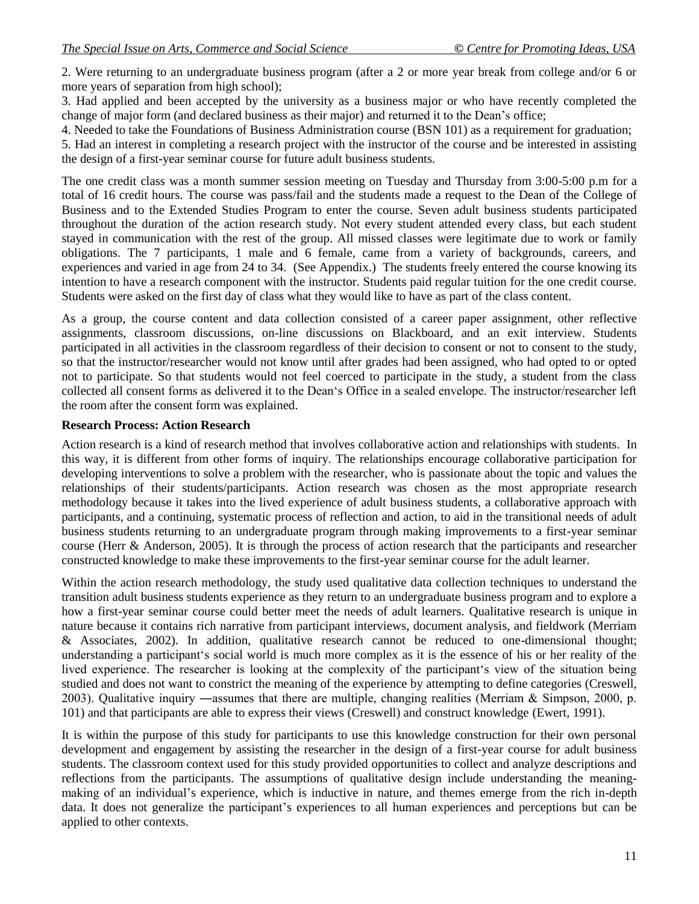2. Were returning to an undergraduate business program (after a 2 or more year break from college and/or 6 or more years of separation from high school);

3. Had applied and been accepted by the university as a business major or who have recently completed the change of major form (and declared business as their major) and returned it to the Dean's office;

4. Needed to take the Foundations of Business Administration course (BSN 101) as a requirement for graduation;

5. Had an interest in completing a research project with the instructor of the course and be interested in assisting the design of a first-year seminar course for future adult business students.

The one credit class was a month summer session meeting on Tuesday and Thursday from 3:00-5:00 p.m for a total of 16 credit hours. The course was pass/fail and the students made a request to the Dean of the College of Business and to the Extended Studies Program to enter the course. Seven adult business students participated throughout the duration of the action research study. Not every student attended every class, but each student stayed in communication with the rest of the group. All missed classes were legitimate due to work or family obligations. The 7 participants, 1 male and 6 female, came from a variety of backgrounds, careers, and experiences and varied in age from 24 to 34. (See Appendix.) The students freely entered the course knowing its intention to have a research component with the instructor. Students paid regular tuition for the one credit course. Students were asked on the first day of class what they would like to have as part of the class content.

As a group, the course content and data collection consisted of a career paper assignment, other reflective assignments, classroom discussions, on-line discussions on Blackboard, and an exit interview. Students participated in all activities in the classroom regardless of their decision to consent or not to consent to the study, so that the instructor/researcher would not know until after grades had been assigned, who had opted to or opted not to participate. So that students would not feel coerced to participate in the study, a student from the class collected all consent forms as delivered it to the Dean's Office in a sealed envelope. The instructor/researcher left the room after the consent form was explained.

**Research Process: Action Research**

Action research is a kind of research method that involves collaborative action and relationships with students. In this way, it is different from other forms of inquiry. The relationships encourage collaborative participation for developing interventions to solve a problem with the researcher, who is passionate about the topic and values the relationships of their students/participants. Action research was chosen as the most appropriate research methodology because it takes into the lived experience of adult business students, a collaborative approach with participants, and a continuing, systematic process of reflection and action, to aid in the transitional needs of adult business students returning to an undergraduate program through making improvements to a first-year seminar course (Herr & Anderson, 2005). It is through the process of action research that the participants and researcher constructed knowledge to make these improvements to the first-year seminar course for the adult learner.

Within the action research methodology, the study used qualitative data collection techniques to understand the transition adult business students experience as they return to an undergraduate business program and to explore a how a first-year seminar course could better meet the needs of adult learners. Qualitative research is unique in nature because it contains rich narrative from participant interviews, document analysis, and fieldwork (Merriam & Associates, 2002). In addition, qualitative research cannot be reduced to one-dimensional thought; understanding a participant's social world is much more complex as it is the essence of his or her reality of the lived experience. The researcher is looking at the complexity of the participant's view of the situation being studied and does not want to constrict the meaning of the experience by attempting to define categories (Creswell, 2003). Qualitative inquiry ―assumes that there are multiple, changing realities (Merriam & Simpson, 2000, p. 101) and that participants are able to express their views (Creswell) and construct knowledge (Ewert, 1991).

It is within the purpose of this study for participants to use this knowledge construction for their own personal development and engagement by assisting the researcher in the design of a first-year course for adult business students. The classroom context used for this study provided opportunities to collect and analyze descriptions and reflections from the participants. The assumptions of qualitative design include understanding the meaning-making of an individual's experience, which is inductive in nature, and themes emerge from the rich in-depth data. It does not generalize the participant's experiences to all human experiences and perceptions but can be applied to other contexts.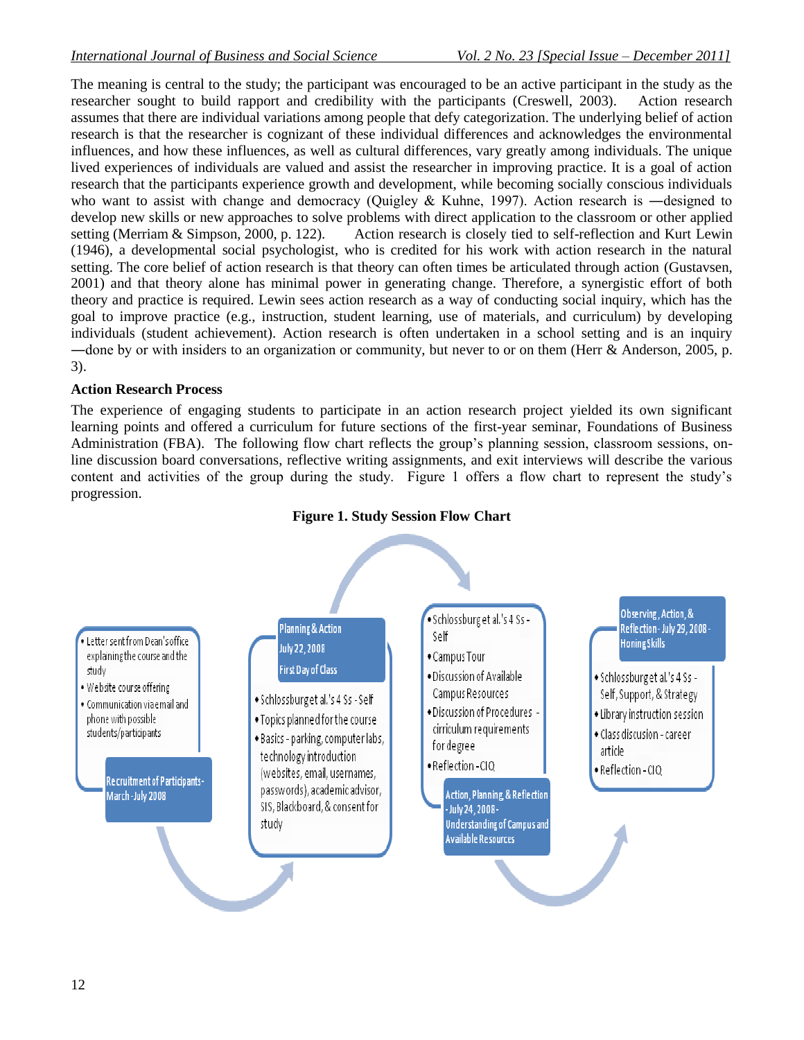The meaning is central to the study; the participant was encouraged to be an active participant in the study as the researcher sought to build rapport and credibility with the participants (Creswell, 2003). Action research assumes that there are individual variations among people that defy categorization. The underlying belief of action research is that the researcher is cognizant of these individual differences and acknowledges the environmental influences, and how these influences, as well as cultural differences, vary greatly among individuals. The unique lived experiences of individuals are valued and assist the researcher in improving practice. It is a goal of action research that the participants experience growth and development, while becoming socially conscious individuals who want to assist with change and democracy (Quigley & Kuhne, 1997). Action research is ―designed to develop new skills or new approaches to solve problems with direct application to the classroom or other applied setting (Merriam & Simpson, 2000, p. 122). Action research is closely tied to self-reflection and Kurt Lewin (1946), a developmental social psychologist, who is credited for his work with action research in the natural setting. The core belief of action research is that theory can often times be articulated through action (Gustavsen, 2001) and that theory alone has minimal power in generating change. Therefore, a synergistic effort of both theory and practice is required. Lewin sees action research as a way of conducting social inquiry, which has the goal to improve practice (e.g., instruction, student learning, use of materials, and curriculum) by developing individuals (student achievement). Action research is often undertaken in a school setting and is an inquiry ―done by or with insiders to an organization or community, but never to or on them (Herr & Anderson, 2005, p. 3).

**Action Research Process**

The experience of engaging students to participate in an action research project yielded its own significant learning points and offered a curriculum for future sections of the first-year seminar, Foundations of Business Administration (FBA). The following flow chart reflects the group's planning session, classroom sessions, on-line discussion board conversations, reflective writing assignments, and exit interviews will describe the various content and activities of the group during the study. Figure 1 offers a flow chart to represent the study's progression.

**Figure 1. Study Session Flow Chart**

**Recruitment of Participants - March - July 2008**
- Letter sent from Dean's office explaining the course and the study
- Website course offering
- Communication via email and phone with possible students/participants

**Planning & Action July 22, 2008 First Day of Class**
- Schlossburg et al.'s 4 Ss - Self
- Topics planned for the course
- Basics - parking, computer labs, technology introduction (websites, email, usernames, passwords), academic advisor, SIS, Blackboard, & consent for study

**Action, Planning, & Reflection - July 24, 2008 - Understanding of Campus and Available Resources**
- Schlossburg et al.'s 4 Ss - Self
- Campus Tour
- Discussion of Available Campus Resources
- Discussion of Procedures - cirriculum requirements for degree
- Reflection - CIQ

**Observing, Action, & Reflection - July 29, 2008 - Honing Skills**
- Schlossburg et al.'s 4 Ss - Self, Support, & Strategy
- Library instruction session
- Class discusion - career article
- Reflection - CIQ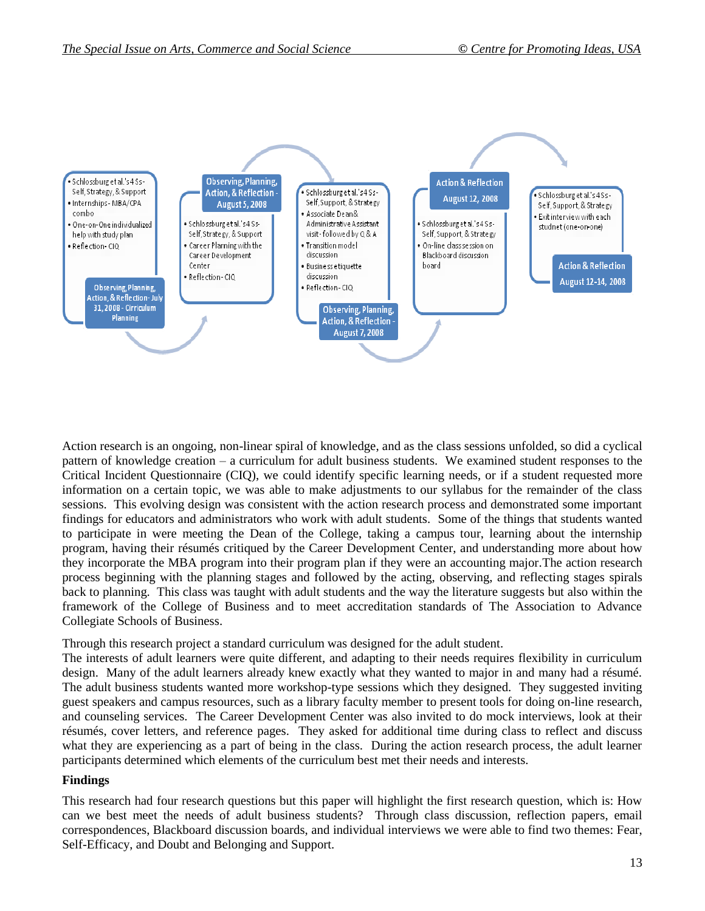- Schlossburg et al.'s 4 Ss- Self, Strategy, & Support
- Internships- MBA/CPA combo
- One-on-One individualized help with study plan
- Reflection- CIQ

**Observing, Planning, Action, & Reflection- July 31, 2008 - Cirriculum Planning**

**Observing, Planning, Action, & Reflection - August 5, 2008**

- Schlossburg et al.'s 4 Ss- Self, Strategy, & Support
- Career Planning with the Career Development Center
- Reflection- CIQ

- Schlossburg et al.'s 4 Ss- Self, Support, & Strategy
- Associate Dean & Administrative Assistant visit- followed by Q & A
- Transition model discussion
- Business etiquette discussion
- Reflection- CIQ

**Observing, Planning, Action, & Reflection - August 7, 2008**

**Action & Reflection August 12, 2008**

- Schlossburg et al.'s 4 Ss- Self, Support, & Strategy
- On-line class session on Blackboard discussion board

- Schlossburg et al.'s 4 Ss- Self, Support, & Strategy
- Exit interview with each studnet (one-on-one)

**Action & Reflection August 12-14, 2008**

Action research is an ongoing, non-linear spiral of knowledge, and as the class sessions unfolded, so did a cyclical pattern of knowledge creation – a curriculum for adult business students. We examined student responses to the Critical Incident Questionnaire (CIQ), we could identify specific learning needs, or if a student requested more information on a certain topic, we was able to make adjustments to our syllabus for the remainder of the class sessions. This evolving design was consistent with the action research process and demonstrated some important findings for educators and administrators who work with adult students. Some of the things that students wanted to participate in were meeting the Dean of the College, taking a campus tour, learning about the internship program, having their résumés critiqued by the Career Development Center, and understanding more about how they incorporate the MBA program into their program plan if they were an accounting major.The action research process beginning with the planning stages and followed by the acting, observing, and reflecting stages spirals back to planning. This class was taught with adult students and the way the literature suggests but also within the framework of the College of Business and to meet accreditation standards of The Association to Advance Collegiate Schools of Business.

Through this research project a standard curriculum was designed for the adult student.
The interests of adult learners were quite different, and adapting to their needs requires flexibility in curriculum design. Many of the adult learners already knew exactly what they wanted to major in and many had a résumé. The adult business students wanted more workshop-type sessions which they designed. They suggested inviting guest speakers and campus resources, such as a library faculty member to present tools for doing on-line research, and counseling services. The Career Development Center was also invited to do mock interviews, look at their résumés, cover letters, and reference pages. They asked for additional time during class to reflect and discuss what they are experiencing as a part of being in the class. During the action research process, the adult learner participants determined which elements of the curriculum best met their needs and interests.

### Findings

This research had four research questions but this paper will highlight the first research question, which is: How can we best meet the needs of adult business students? Through class discussion, reflection papers, email correspondences, Blackboard discussion boards, and individual interviews we were able to find two themes: Fear, Self-Efficacy, and Doubt and Belonging and Support.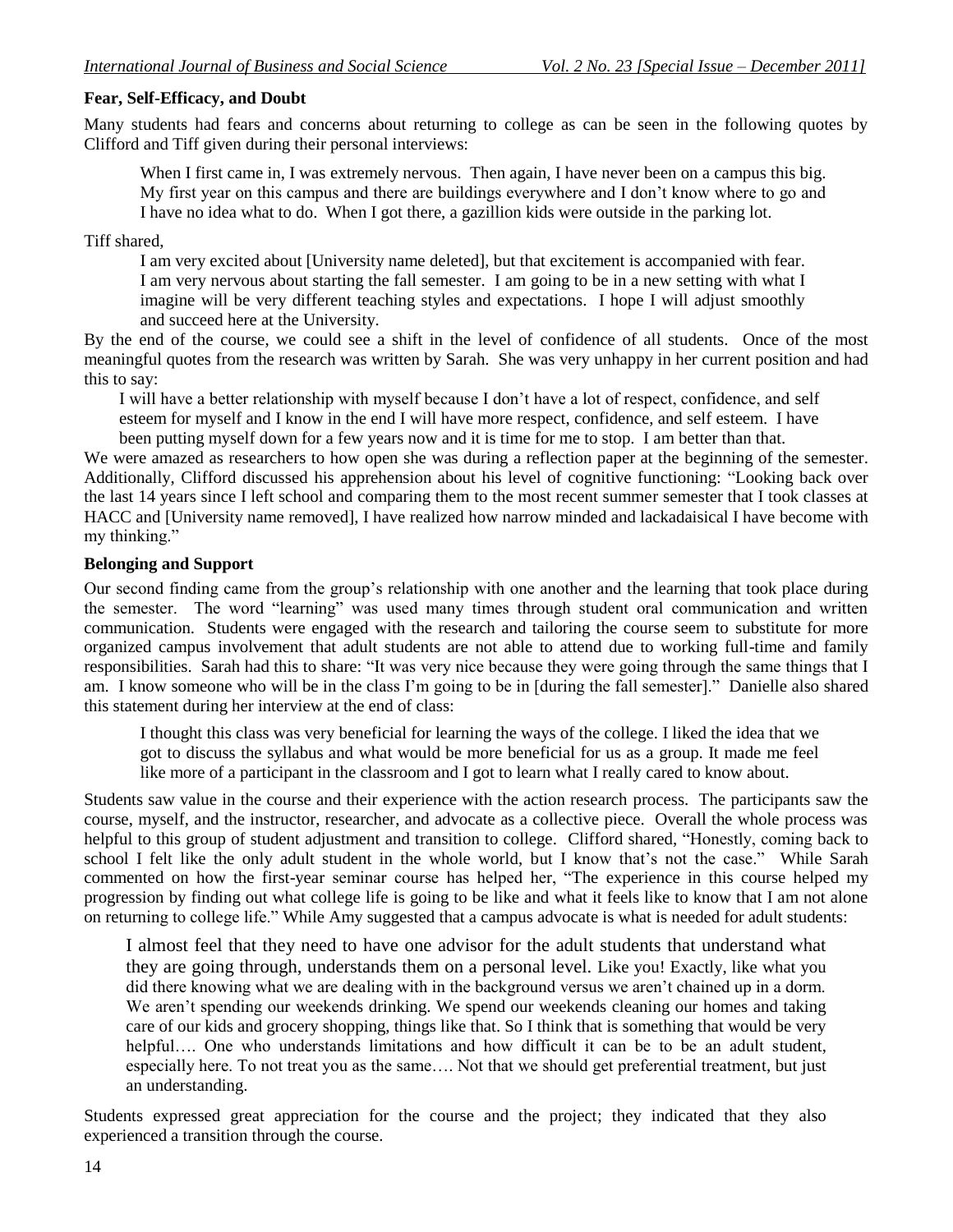**Fear, Self-Efficacy, and Doubt**

Many students had fears and concerns about returning to college as can be seen in the following quotes by Clifford and Tiff given during their personal interviews:

> When I first came in, I was extremely nervous. Then again, I have never been on a campus this big. My first year on this campus and there are buildings everywhere and I don't know where to go and I have no idea what to do. When I got there, a gazillion kids were outside in the parking lot.

Tiff shared,

> I am very excited about [University name deleted], but that excitement is accompanied with fear. I am very nervous about starting the fall semester. I am going to be in a new setting with what I imagine will be very different teaching styles and expectations. I hope I will adjust smoothly and succeed here at the University.

By the end of the course, we could see a shift in the level of confidence of all students. Once of the most meaningful quotes from the research was written by Sarah. She was very unhappy in her current position and had this to say:

> I will have a better relationship with myself because I don't have a lot of respect, confidence, and self esteem for myself and I know in the end I will have more respect, confidence, and self esteem. I have been putting myself down for a few years now and it is time for me to stop. I am better than that.

We were amazed as researchers to how open she was during a reflection paper at the beginning of the semester. Additionally, Clifford discussed his apprehension about his level of cognitive functioning: "Looking back over the last 14 years since I left school and comparing them to the most recent summer semester that I took classes at HACC and [University name removed], I have realized how narrow minded and lackadaisical I have become with my thinking."

**Belonging and Support**

Our second finding came from the group's relationship with one another and the learning that took place during the semester. The word "learning" was used many times through student oral communication and written communication. Students were engaged with the research and tailoring the course seem to substitute for more organized campus involvement that adult students are not able to attend due to working full-time and family responsibilities. Sarah had this to share: "It was very nice because they were going through the same things that I am. I know someone who will be in the class I'm going to be in [during the fall semester]." Danielle also shared this statement during her interview at the end of class:

> I thought this class was very beneficial for learning the ways of the college. I liked the idea that we got to discuss the syllabus and what would be more beneficial for us as a group. It made me feel like more of a participant in the classroom and I got to learn what I really cared to know about.

Students saw value in the course and their experience with the action research process. The participants saw the course, myself, and the instructor, researcher, and advocate as a collective piece. Overall the whole process was helpful to this group of student adjustment and transition to college. Clifford shared, "Honestly, coming back to school I felt like the only adult student in the whole world, but I know that's not the case." While Sarah commented on how the first-year seminar course has helped her, "The experience in this course helped my progression by finding out what college life is going to be like and what it feels like to know that I am not alone on returning to college life." While Amy suggested that a campus advocate is what is needed for adult students:

> I almost feel that they need to have one advisor for the adult students that understand what they are going through, understands them on a personal level. Like you! Exactly, like what you did there knowing what we are dealing with in the background versus we aren't chained up in a dorm. We aren't spending our weekends drinking. We spend our weekends cleaning our homes and taking care of our kids and grocery shopping, things like that. So I think that is something that would be very helpful…. One who understands limitations and how difficult it can be to be an adult student, especially here. To not treat you as the same…. Not that we should get preferential treatment, but just an understanding.

Students expressed great appreciation for the course and the project; they indicated that they also experienced a transition through the course.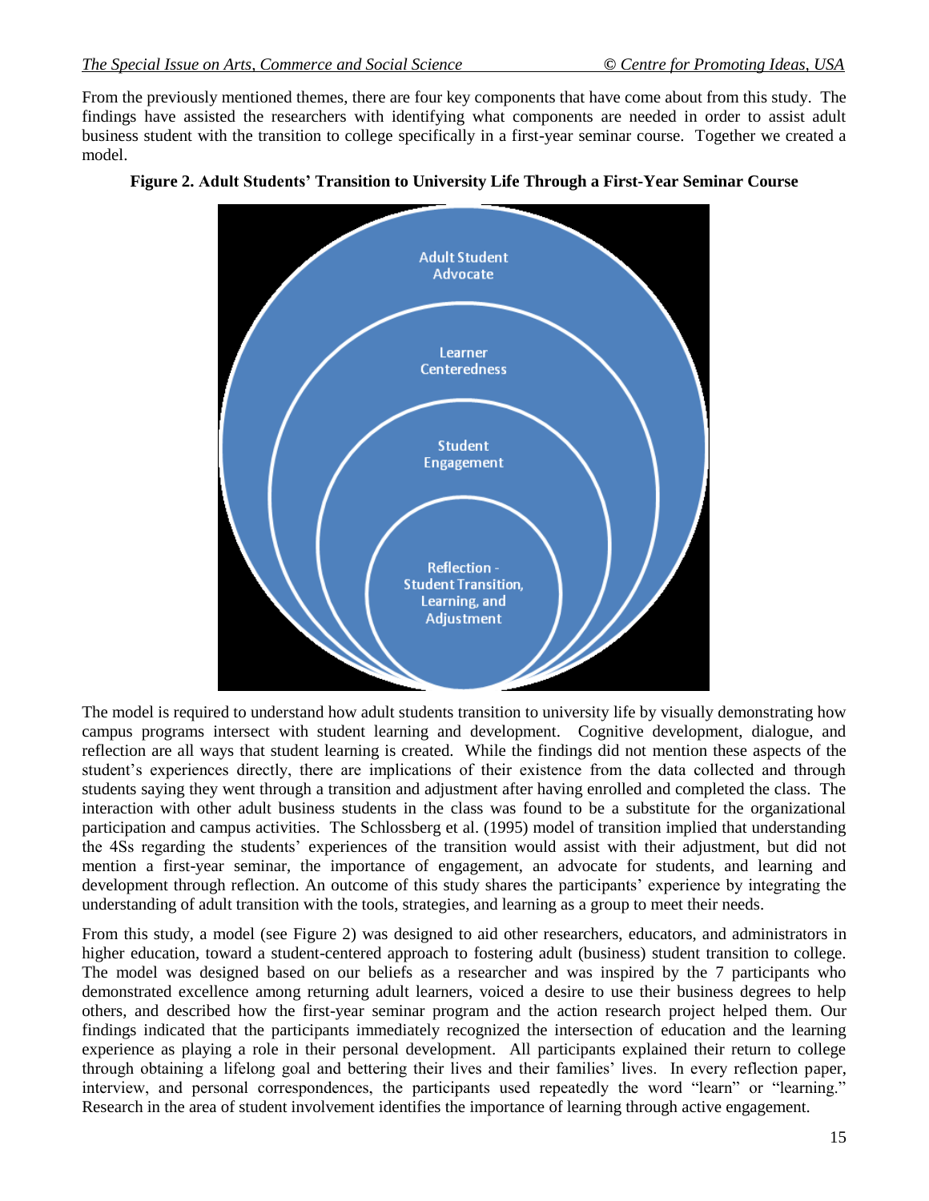From the previously mentioned themes, there are four key components that have come about from this study. The findings have assisted the researchers with identifying what components are needed in order to assist adult business student with the transition to college specifically in a first-year seminar course. Together we created a model.

**Figure 2. Adult Students' Transition to University Life Through a First-Year Seminar Course**

Adult Student Advocate

Learner Centeredness

Student Engagement

Reflection - Student Transition, Learning, and Adjustment

The model is required to understand how adult students transition to university life by visually demonstrating how campus programs intersect with student learning and development. Cognitive development, dialogue, and reflection are all ways that student learning is created. While the findings did not mention these aspects of the student's experiences directly, there are implications of their existence from the data collected and through students saying they went through a transition and adjustment after having enrolled and completed the class. The interaction with other adult business students in the class was found to be a substitute for the organizational participation and campus activities. The Schlossberg et al. (1995) model of transition implied that understanding the 4Ss regarding the students' experiences of the transition would assist with their adjustment, but did not mention a first-year seminar, the importance of engagement, an advocate for students, and learning and development through reflection. An outcome of this study shares the participants' experience by integrating the understanding of adult transition with the tools, strategies, and learning as a group to meet their needs.

From this study, a model (see Figure 2) was designed to aid other researchers, educators, and administrators in higher education, toward a student-centered approach to fostering adult (business) student transition to college. The model was designed based on our beliefs as a researcher and was inspired by the 7 participants who demonstrated excellence among returning adult learners, voiced a desire to use their business degrees to help others, and described how the first-year seminar program and the action research project helped them. Our findings indicated that the participants immediately recognized the intersection of education and the learning experience as playing a role in their personal development. All participants explained their return to college through obtaining a lifelong goal and bettering their lives and their families' lives. In every reflection paper, interview, and personal correspondences, the participants used repeatedly the word "learn" or "learning." Research in the area of student involvement identifies the importance of learning through active engagement.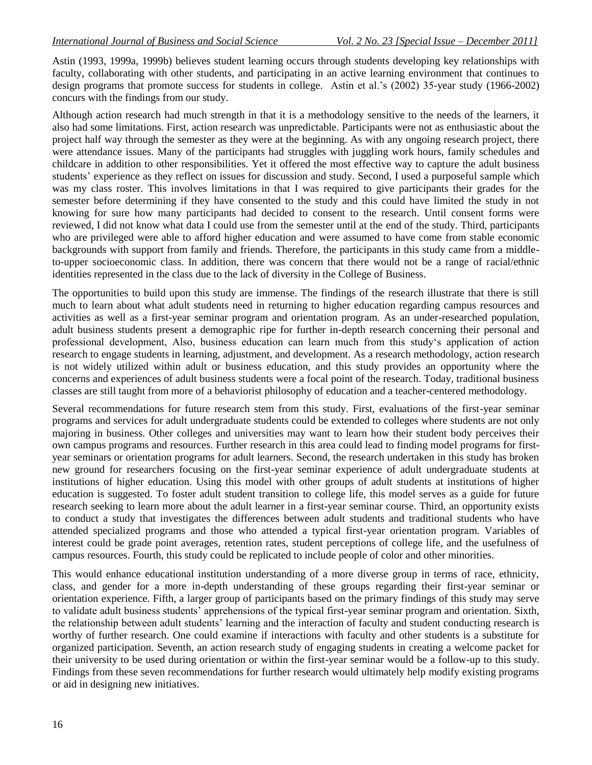Astin (1993, 1999a, 1999b) believes student learning occurs through students developing key relationships with faculty, collaborating with other students, and participating in an active learning environment that continues to design programs that promote success for students in college. Astin et al.'s (2002) 35-year study (1966-2002) concurs with the findings from our study.

Although action research had much strength in that it is a methodology sensitive to the needs of the learners, it also had some limitations. First, action research was unpredictable. Participants were not as enthusiastic about the project half way through the semester as they were at the beginning. As with any ongoing research project, there were attendance issues. Many of the participants had struggles with juggling work hours, family schedules and childcare in addition to other responsibilities. Yet it offered the most effective way to capture the adult business students' experience as they reflect on issues for discussion and study. Second, I used a purposeful sample which was my class roster. This involves limitations in that I was required to give participants their grades for the semester before determining if they have consented to the study and this could have limited the study in not knowing for sure how many participants had decided to consent to the research. Until consent forms were reviewed, I did not know what data I could use from the semester until at the end of the study. Third, participants who are privileged were able to afford higher education and were assumed to have come from stable economic backgrounds with support from family and friends. Therefore, the participants in this study came from a middle-to-upper socioeconomic class. In addition, there was concern that there would not be a range of racial/ethnic identities represented in the class due to the lack of diversity in the College of Business.

The opportunities to build upon this study are immense. The findings of the research illustrate that there is still much to learn about what adult students need in returning to higher education regarding campus resources and activities as well as a first-year seminar program and orientation program. As an under-researched population, adult business students present a demographic ripe for further in-depth research concerning their personal and professional development, Also, business education can learn much from this study's application of action research to engage students in learning, adjustment, and development. As a research methodology, action research is not widely utilized within adult or business education, and this study provides an opportunity where the concerns and experiences of adult business students were a focal point of the research. Today, traditional business classes are still taught from more of a behaviorist philosophy of education and a teacher-centered methodology.

Several recommendations for future research stem from this study. First, evaluations of the first-year seminar programs and services for adult undergraduate students could be extended to colleges where students are not only majoring in business. Other colleges and universities may want to learn how their student body perceives their own campus programs and resources. Further research in this area could lead to finding model programs for first-year seminars or orientation programs for adult learners. Second, the research undertaken in this study has broken new ground for researchers focusing on the first-year seminar experience of adult undergraduate students at institutions of higher education. Using this model with other groups of adult students at institutions of higher education is suggested. To foster adult student transition to college life, this model serves as a guide for future research seeking to learn more about the adult learner in a first-year seminar course. Third, an opportunity exists to conduct a study that investigates the differences between adult students and traditional students who have attended specialized programs and those who attended a typical first-year orientation program. Variables of interest could be grade point averages, retention rates, student perceptions of college life, and the usefulness of campus resources. Fourth, this study could be replicated to include people of color and other minorities.

This would enhance educational institution understanding of a more diverse group in terms of race, ethnicity, class, and gender for a more in-depth understanding of these groups regarding their first-year seminar or orientation experience. Fifth, a larger group of participants based on the primary findings of this study may serve to validate adult business students' apprehensions of the typical first-year seminar program and orientation. Sixth, the relationship between adult students' learning and the interaction of faculty and student conducting research is worthy of further research. One could examine if interactions with faculty and other students is a substitute for organized participation. Seventh, an action research study of engaging students in creating a welcome packet for their university to be used during orientation or within the first-year seminar would be a follow-up to this study. Findings from these seven recommendations for further research would ultimately help modify existing programs or aid in designing new initiatives.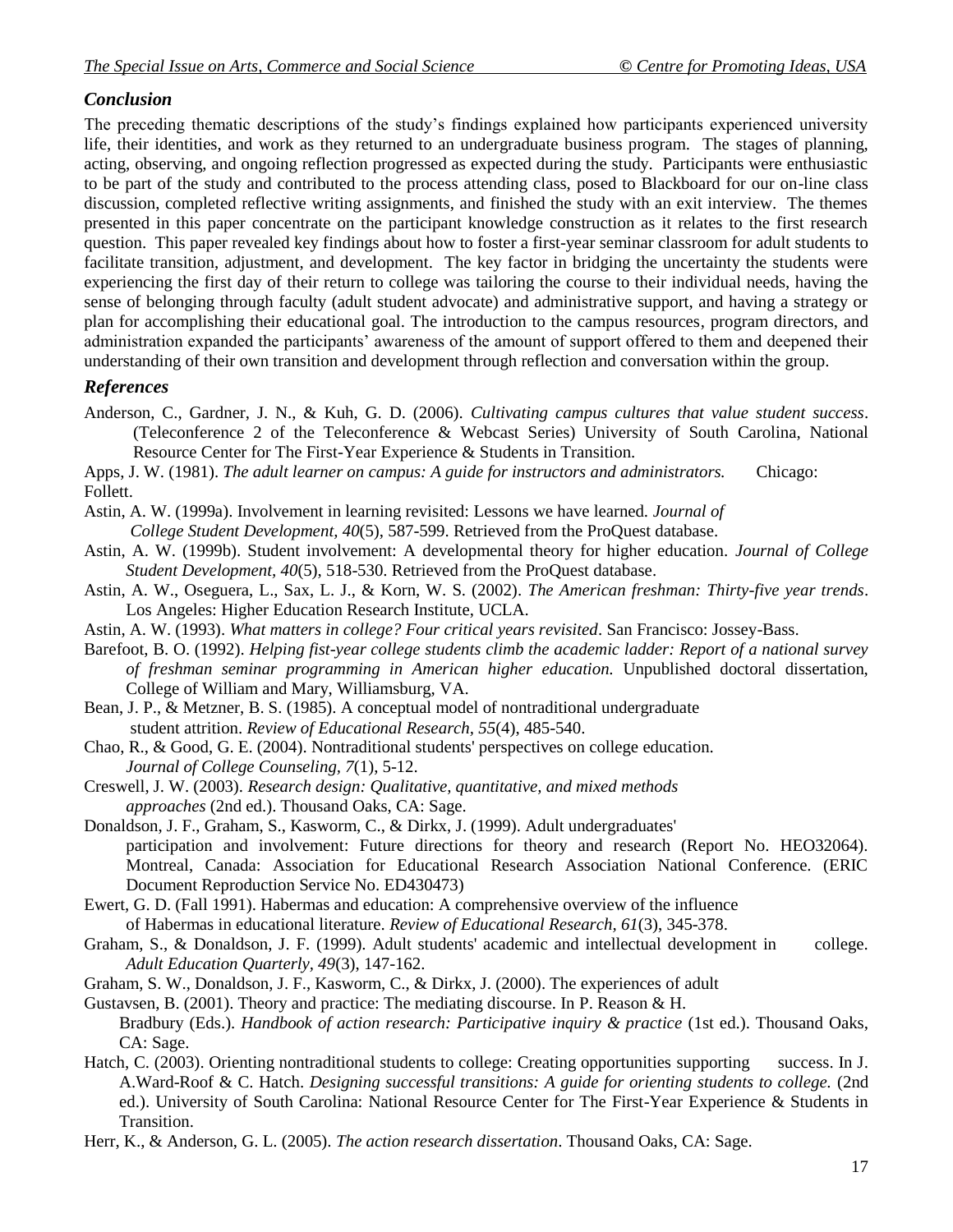### *Conclusion*

The preceding thematic descriptions of the study's findings explained how participants experienced university life, their identities, and work as they returned to an undergraduate business program. The stages of planning, acting, observing, and ongoing reflection progressed as expected during the study. Participants were enthusiastic to be part of the study and contributed to the process attending class, posed to Blackboard for our on-line class discussion, completed reflective writing assignments, and finished the study with an exit interview. The themes presented in this paper concentrate on the participant knowledge construction as it relates to the first research question. This paper revealed key findings about how to foster a first-year seminar classroom for adult students to facilitate transition, adjustment, and development. The key factor in bridging the uncertainty the students were experiencing the first day of their return to college was tailoring the course to their individual needs, having the sense of belonging through faculty (adult student advocate) and administrative support, and having a strategy or plan for accomplishing their educational goal. The introduction to the campus resources, program directors, and administration expanded the participants' awareness of the amount of support offered to them and deepened their understanding of their own transition and development through reflection and conversation within the group.

### *References*

Anderson, C., Gardner, J. N., & Kuh, G. D. (2006). *Cultivating campus cultures that value student success*. (Teleconference 2 of the Teleconference & Webcast Series) University of South Carolina, National Resource Center for The First-Year Experience & Students in Transition.

Apps, J. W. (1981). *The adult learner on campus: A guide for instructors and administrators.* Chicago: Follett.

Astin, A. W. (1999a). Involvement in learning revisited: Lessons we have learned. *Journal of College Student Development, 40*(5), 587-599. Retrieved from the ProQuest database.

Astin, A. W. (1999b). Student involvement: A developmental theory for higher education. *Journal of College Student Development*, *40*(5), 518-530. Retrieved from the ProQuest database.

Astin, A. W., Oseguera, L., Sax, L. J., & Korn, W. S. (2002). *The American freshman: Thirty-five year trends*. Los Angeles: Higher Education Research Institute, UCLA.

Astin, A. W. (1993). *What matters in college? Four critical years revisited*. San Francisco: Jossey-Bass.

Barefoot, B. O. (1992). *Helping fist-year college students climb the academic ladder: Report of a national survey of freshman seminar programming in American higher education.* Unpublished doctoral dissertation, College of William and Mary, Williamsburg, VA.

Bean, J. P., & Metzner, B. S. (1985). A conceptual model of nontraditional undergraduate student attrition. *Review of Educational Research, 55*(4), 485-540.

Chao, R., & Good, G. E. (2004). Nontraditional students' perspectives on college education. *Journal of College Counseling, 7*(1), 5-12.

Creswell, J. W. (2003). *Research design: Qualitative, quantitative, and mixed methods approaches* (2nd ed.). Thousand Oaks, CA: Sage.

Donaldson, J. F., Graham, S., Kasworm, C., & Dirkx, J. (1999). Adult undergraduates' participation and involvement: Future directions for theory and research (Report No. HEO32064). Montreal, Canada: Association for Educational Research Association National Conference. (ERIC Document Reproduction Service No. ED430473)

Ewert, G. D. (Fall 1991). Habermas and education: A comprehensive overview of the influence of Habermas in educational literature. *Review of Educational Research, 61*(3), 345-378.

Graham, S., & Donaldson, J. F. (1999). Adult students' academic and intellectual development in college. *Adult Education Quarterly, 49*(3), 147-162.

Graham, S. W., Donaldson, J. F., Kasworm, C., & Dirkx, J. (2000). The experiences of adult

Gustavsen, B. (2001). Theory and practice: The mediating discourse. In P. Reason & H. Bradbury (Eds.). *Handbook of action research: Participative inquiry & practice* (1st ed.). Thousand Oaks, CA: Sage.

Hatch, C. (2003). Orienting nontraditional students to college: Creating opportunities supporting success. In J. A.Ward-Roof & C. Hatch. *Designing successful transitions: A guide for orienting students to college.* (2nd ed.). University of South Carolina: National Resource Center for The First-Year Experience & Students in Transition.

Herr, K., & Anderson, G. L. (2005). *The action research dissertation*. Thousand Oaks, CA: Sage.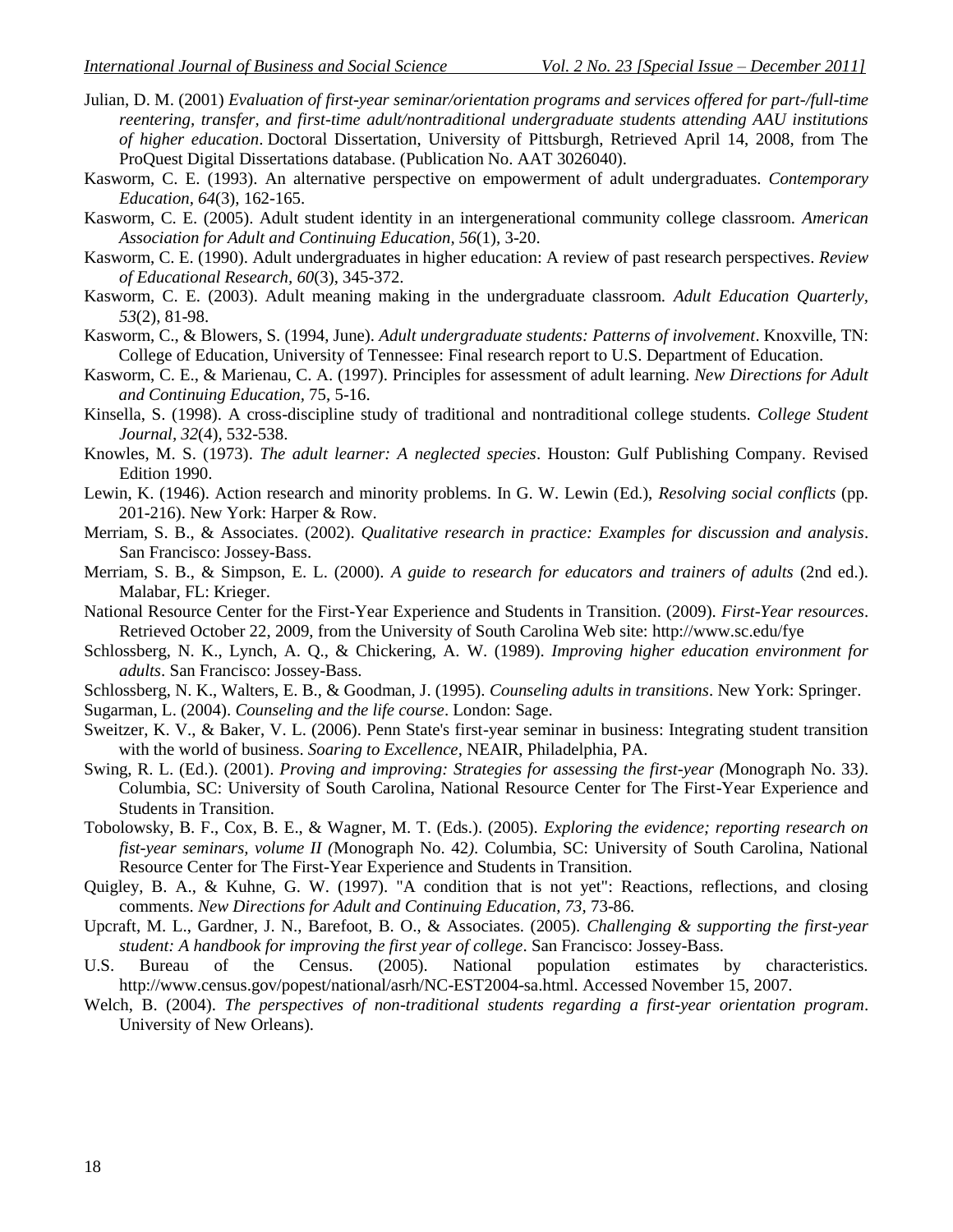Julian, D. M. (2001) *Evaluation of first-year seminar/orientation programs and services offered for part-/full-time reentering, transfer, and first-time adult/nontraditional undergraduate students attending AAU institutions of higher education*. Doctoral Dissertation, University of Pittsburgh, Retrieved April 14, 2008, from The ProQuest Digital Dissertations database. (Publication No. AAT 3026040).

Kasworm, C. E. (1993). An alternative perspective on empowerment of adult undergraduates. *Contemporary Education*, *64*(3), 162-165.

Kasworm, C. E. (2005). Adult student identity in an intergenerational community college classroom. *American Association for Adult and Continuing Education, 56*(1), 3-20.

Kasworm, C. E. (1990). Adult undergraduates in higher education: A review of past research perspectives. *Review of Educational Research*, *60*(3), 345-372.

Kasworm, C. E. (2003). Adult meaning making in the undergraduate classroom. *Adult Education Quarterly, 53*(2), 81-98.

Kasworm, C., & Blowers, S. (1994, June). *Adult undergraduate students: Patterns of involvement*. Knoxville, TN: College of Education, University of Tennessee: Final research report to U.S. Department of Education.

Kasworm, C. E., & Marienau, C. A. (1997). Principles for assessment of adult learning. *New Directions for Adult and Continuing Education*, 75, 5-16.

Kinsella, S. (1998). A cross-discipline study of traditional and nontraditional college students. *College Student Journal*, *32*(4), 532-538.

Knowles, M. S. (1973). *The adult learner: A neglected species*. Houston: Gulf Publishing Company. Revised Edition 1990.

Lewin, K. (1946). Action research and minority problems. In G. W. Lewin (Ed.), *Resolving social conflicts* (pp. 201-216). New York: Harper & Row.

Merriam, S. B., & Associates. (2002). *Qualitative research in practice: Examples for discussion and analysis*. San Francisco: Jossey-Bass.

Merriam, S. B., & Simpson, E. L. (2000). *A guide to research for educators and trainers of adults* (2nd ed.). Malabar, FL: Krieger.

National Resource Center for the First-Year Experience and Students in Transition. (2009). *First-Year resources*. Retrieved October 22, 2009, from the University of South Carolina Web site: http://www.sc.edu/fye

Schlossberg, N. K., Lynch, A. Q., & Chickering, A. W. (1989). *Improving higher education environment for adults*. San Francisco: Jossey-Bass.

Schlossberg, N. K., Walters, E. B., & Goodman, J. (1995). *Counseling adults in transitions*. New York: Springer.

Sugarman, L. (2004). *Counseling and the life course*. London: Sage.

Sweitzer, K. V., & Baker, V. L. (2006). Penn State's first-year seminar in business: Integrating student transition with the world of business. *Soaring to Excellence*, NEAIR, Philadelphia, PA.

Swing, R. L. (Ed.). (2001). *Proving and improving: Strategies for assessing the first-year (*Monograph No. 33*)*. Columbia, SC: University of South Carolina, National Resource Center for The First-Year Experience and Students in Transition.

Tobolowsky, B. F., Cox, B. E., & Wagner, M. T. (Eds.). (2005). *Exploring the evidence; reporting research on fist-year seminars, volume II (*Monograph No. 42*)*. Columbia, SC: University of South Carolina, National Resource Center for The First-Year Experience and Students in Transition.

Quigley, B. A., & Kuhne, G. W. (1997). "A condition that is not yet": Reactions, reflections, and closing comments. *New Directions for Adult and Continuing Education, 73*, 73-86*.*

Upcraft, M. L., Gardner, J. N., Barefoot, B. O., & Associates. (2005). *Challenging & supporting the first-year student: A handbook for improving the first year of college*. San Francisco: Jossey-Bass.

U.S. Bureau of the Census. (2005). National population estimates by characteristics. http://www.census.gov/popest/national/asrh/NC-EST2004-sa.html. Accessed November 15, 2007.

Welch, B. (2004). *The perspectives of non-traditional students regarding a first-year orientation program*. University of New Orleans).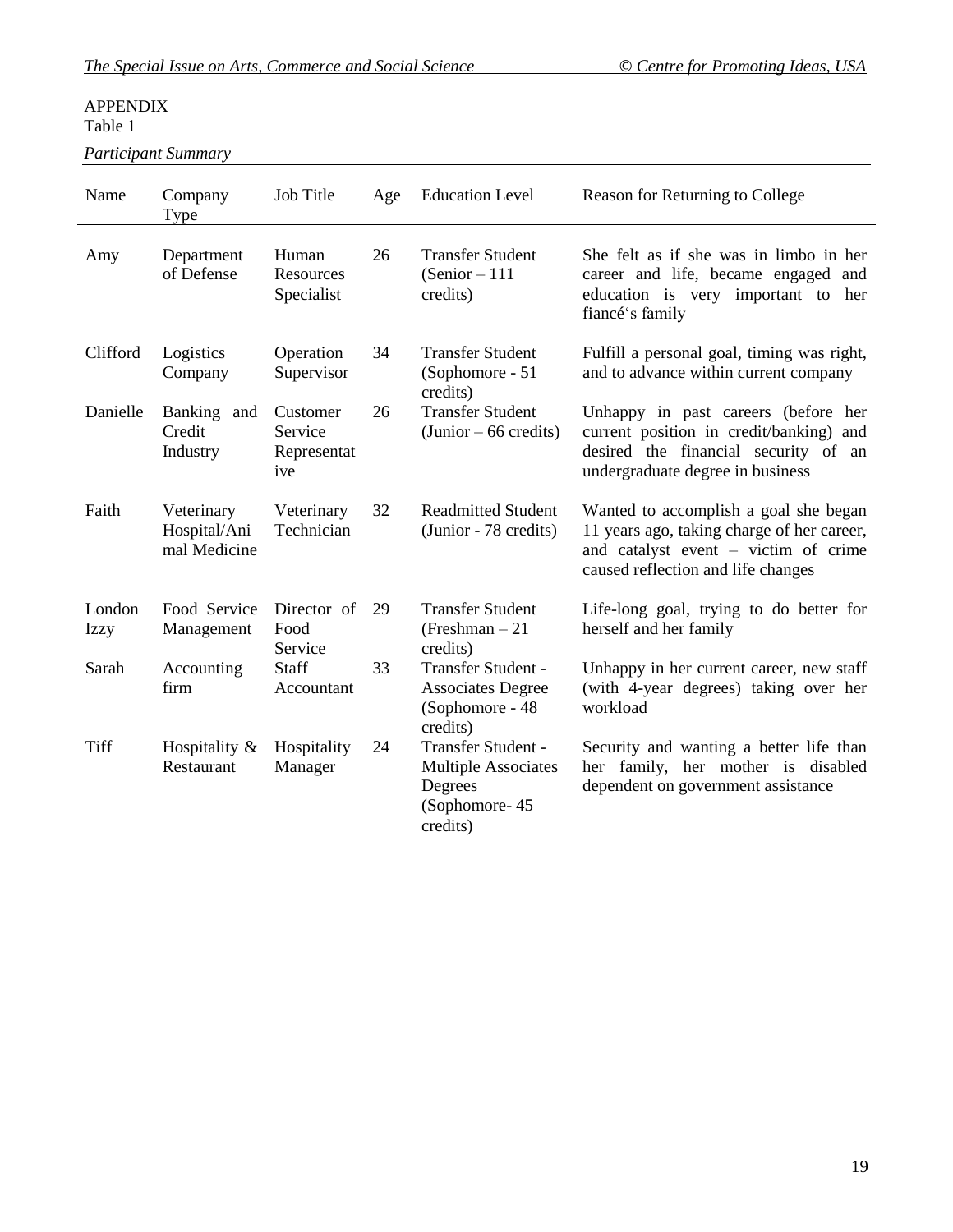APPENDIX

Table 1

*Participant Summary*

| Name | Company Type | Job Title | Age | Education Level | Reason for Returning to College |
|---|---|---|---|---|---|
| Amy | Department of Defense | Human Resources Specialist | 26 | Transfer Student (Senior – 111 credits) | She felt as if she was in limbo in her career and life, became engaged and education is very important to her fiancé's family |
| Clifford | Logistics Company | Operation Supervisor | 34 | Transfer Student (Sophomore - 51 credits) | Fulfill a personal goal, timing was right, and to advance within current company |
| Danielle | Banking and Credit Industry | Customer Service Representative | 26 | Transfer Student (Junior – 66 credits) | Unhappy in past careers (before her current position in credit/banking) and desired the financial security of an undergraduate degree in business |
| Faith | Veterinary Hospital/Animal Medicine | Veterinary Technician | 32 | Readmitted Student (Junior - 78 credits) | Wanted to accomplish a goal she began 11 years ago, taking charge of her career, and catalyst event – victim of crime caused reflection and life changes |
| London Izzy | Food Service Management | Director of Food Service | 29 | Transfer Student (Freshman – 21 credits) | Life-long goal, trying to do better for herself and her family |
| Sarah | Accounting firm | Staff Accountant | 33 | Transfer Student - Associates Degree (Sophomore - 48 credits) | Unhappy in her current career, new staff (with 4-year degrees) taking over her workload |
| Tiff | Hospitality & Restaurant | Hospitality Manager | 24 | Transfer Student - Multiple Associates Degrees (Sophomore- 45 credits) | Security and wanting a better life than her family, her mother is disabled dependent on government assistance |